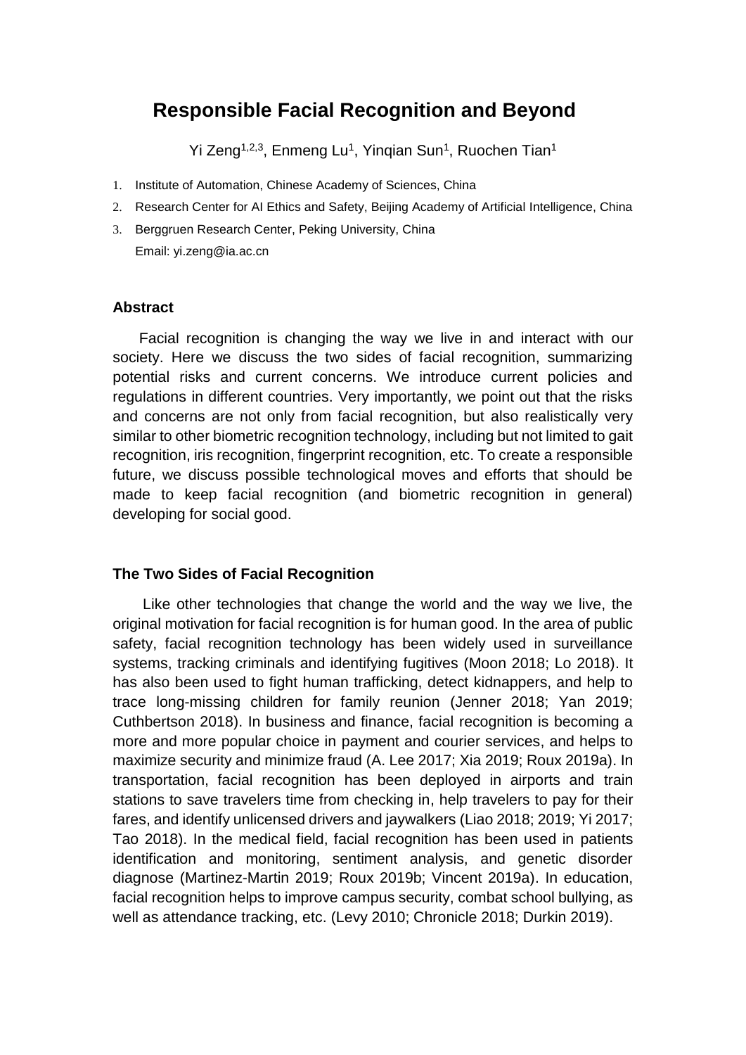# Responsible Facial Recognition and Beyond

Yi Zeng[1,2,3], Enmeng Lu[1], Yinqian Sun[1], Ruochen Tian[1]

1. Institute of Automation, Chinese Academy of Sciences, China
2. Research Center for AI Ethics and Safety, Beijing Academy of Artificial Intelligence, China
3. Berggruen Research Center, Peking University, China

   Email: yi.zeng@ia.ac.cn

### Abstract

Facial recognition is changing the way we live in and interact with our society. Here we discuss the two sides of facial recognition, summarizing potential risks and current concerns. We introduce current policies and regulations in different countries. Very importantly, we point out that the risks and concerns are not only from facial recognition, but also realistically very similar to other biometric recognition technology, including but not limited to gait recognition, iris recognition, fingerprint recognition, etc. To create a responsible future, we discuss possible technological moves and efforts that should be made to keep facial recognition (and biometric recognition in general) developing for social good.

### The Two Sides of Facial Recognition

Like other technologies that change the world and the way we live, the original motivation for facial recognition is for human good. In the area of public safety, facial recognition technology has been widely used in surveillance systems, tracking criminals and identifying fugitives (Moon 2018; Lo 2018). It has also been used to fight human trafficking, detect kidnappers, and help to trace long-missing children for family reunion (Jenner 2018; Yan 2019; Cuthbertson 2018). In business and finance, facial recognition is becoming a more and more popular choice in payment and courier services, and helps to maximize security and minimize fraud (A. Lee 2017; Xia 2019; Roux 2019a). In transportation, facial recognition has been deployed in airports and train stations to save travelers time from checking in, help travelers to pay for their fares, and identify unlicensed drivers and jaywalkers (Liao 2018; 2019; Yi 2017; Tao 2018). In the medical field, facial recognition has been used in patients identification and monitoring, sentiment analysis, and genetic disorder diagnose (Martinez-Martin 2019; Roux 2019b; Vincent 2019a). In education, facial recognition helps to improve campus security, combat school bullying, as well as attendance tracking, etc. (Levy 2010; Chronicle 2018; Durkin 2019).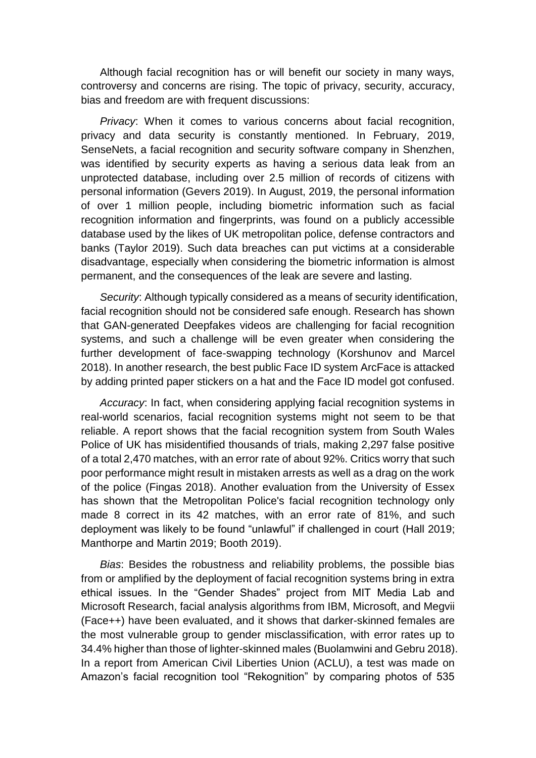Although facial recognition has or will benefit our society in many ways, controversy and concerns are rising. The topic of privacy, security, accuracy, bias and freedom are with frequent discussions:

*Privacy*: When it comes to various concerns about facial recognition, privacy and data security is constantly mentioned. In February, 2019, SenseNets, a facial recognition and security software company in Shenzhen, was identified by security experts as having a serious data leak from an unprotected database, including over 2.5 million of records of citizens with personal information (Gevers 2019). In August, 2019, the personal information of over 1 million people, including biometric information such as facial recognition information and fingerprints, was found on a publicly accessible database used by the likes of UK metropolitan police, defense contractors and banks (Taylor 2019). Such data breaches can put victims at a considerable disadvantage, especially when considering the biometric information is almost permanent, and the consequences of the leak are severe and lasting.

*Security*: Although typically considered as a means of security identification, facial recognition should not be considered safe enough. Research has shown that GAN-generated Deepfakes videos are challenging for facial recognition systems, and such a challenge will be even greater when considering the further development of face-swapping technology (Korshunov and Marcel 2018). In another research, the best public Face ID system ArcFace is attacked by adding printed paper stickers on a hat and the Face ID model got confused.

*Accuracy*: In fact, when considering applying facial recognition systems in real-world scenarios, facial recognition systems might not seem to be that reliable. A report shows that the facial recognition system from South Wales Police of UK has misidentified thousands of trials, making 2,297 false positive of a total 2,470 matches, with an error rate of about 92%. Critics worry that such poor performance might result in mistaken arrests as well as a drag on the work of the police (Fingas 2018). Another evaluation from the University of Essex has shown that the Metropolitan Police's facial recognition technology only made 8 correct in its 42 matches, with an error rate of 81%, and such deployment was likely to be found "unlawful" if challenged in court (Hall 2019; Manthorpe and Martin 2019; Booth 2019).

*Bias*: Besides the robustness and reliability problems, the possible bias from or amplified by the deployment of facial recognition systems bring in extra ethical issues. In the "Gender Shades" project from MIT Media Lab and Microsoft Research, facial analysis algorithms from IBM, Microsoft, and Megvii (Face++) have been evaluated, and it shows that darker-skinned females are the most vulnerable group to gender misclassification, with error rates up to 34.4% higher than those of lighter-skinned males (Buolamwini and Gebru 2018). In a report from American Civil Liberties Union (ACLU), a test was made on Amazon's facial recognition tool "Rekognition" by comparing photos of 535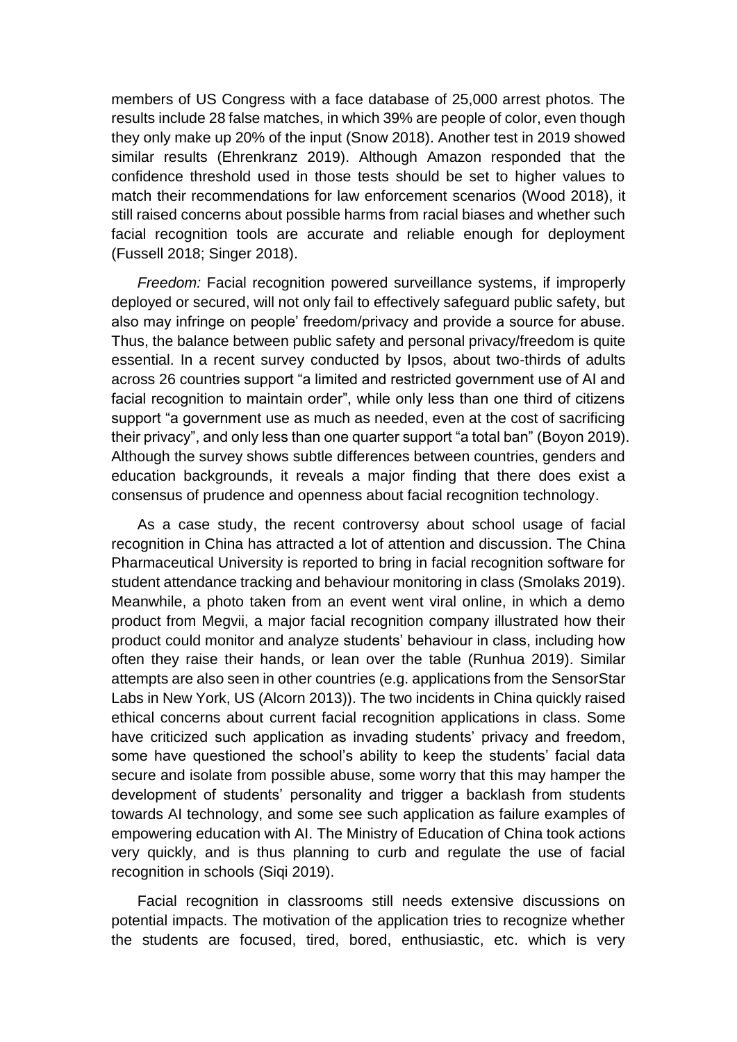members of US Congress with a face database of 25,000 arrest photos. The results include 28 false matches, in which 39% are people of color, even though they only make up 20% of the input (Snow 2018). Another test in 2019 showed similar results (Ehrenkranz 2019). Although Amazon responded that the confidence threshold used in those tests should be set to higher values to match their recommendations for law enforcement scenarios (Wood 2018), it still raised concerns about possible harms from racial biases and whether such facial recognition tools are accurate and reliable enough for deployment (Fussell 2018; Singer 2018).

*Freedom:* Facial recognition powered surveillance systems, if improperly deployed or secured, will not only fail to effectively safeguard public safety, but also may infringe on people' freedom/privacy and provide a source for abuse. Thus, the balance between public safety and personal privacy/freedom is quite essential. In a recent survey conducted by Ipsos, about two-thirds of adults across 26 countries support "a limited and restricted government use of AI and facial recognition to maintain order", while only less than one third of citizens support "a government use as much as needed, even at the cost of sacrificing their privacy", and only less than one quarter support "a total ban" (Boyon 2019). Although the survey shows subtle differences between countries, genders and education backgrounds, it reveals a major finding that there does exist a consensus of prudence and openness about facial recognition technology.

As a case study, the recent controversy about school usage of facial recognition in China has attracted a lot of attention and discussion. The China Pharmaceutical University is reported to bring in facial recognition software for student attendance tracking and behaviour monitoring in class (Smolaks 2019). Meanwhile, a photo taken from an event went viral online, in which a demo product from Megvii, a major facial recognition company illustrated how their product could monitor and analyze students' behaviour in class, including how often they raise their hands, or lean over the table (Runhua 2019). Similar attempts are also seen in other countries (e.g. applications from the SensorStar Labs in New York, US (Alcorn 2013)). The two incidents in China quickly raised ethical concerns about current facial recognition applications in class. Some have criticized such application as invading students' privacy and freedom, some have questioned the school's ability to keep the students' facial data secure and isolate from possible abuse, some worry that this may hamper the development of students' personality and trigger a backlash from students towards AI technology, and some see such application as failure examples of empowering education with AI. The Ministry of Education of China took actions very quickly, and is thus planning to curb and regulate the use of facial recognition in schools (Siqi 2019).

Facial recognition in classrooms still needs extensive discussions on potential impacts. The motivation of the application tries to recognize whether the students are focused, tired, bored, enthusiastic, etc. which is very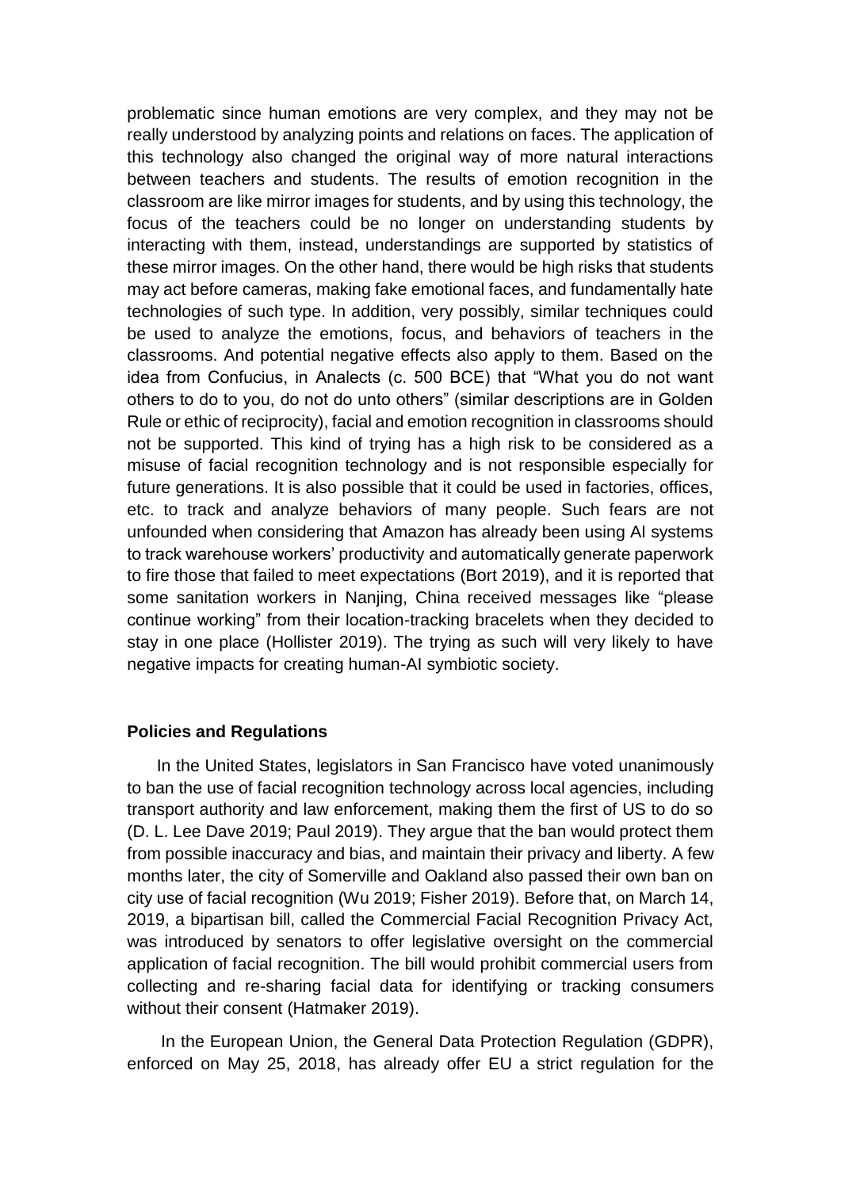problematic since human emotions are very complex, and they may not be really understood by analyzing points and relations on faces. The application of this technology also changed the original way of more natural interactions between teachers and students. The results of emotion recognition in the classroom are like mirror images for students, and by using this technology, the focus of the teachers could be no longer on understanding students by interacting with them, instead, understandings are supported by statistics of these mirror images. On the other hand, there would be high risks that students may act before cameras, making fake emotional faces, and fundamentally hate technologies of such type. In addition, very possibly, similar techniques could be used to analyze the emotions, focus, and behaviors of teachers in the classrooms. And potential negative effects also apply to them. Based on the idea from Confucius, in Analects (c. 500 BCE) that "What you do not want others to do to you, do not do unto others" (similar descriptions are in Golden Rule or ethic of reciprocity), facial and emotion recognition in classrooms should not be supported. This kind of trying has a high risk to be considered as a misuse of facial recognition technology and is not responsible especially for future generations. It is also possible that it could be used in factories, offices, etc. to track and analyze behaviors of many people. Such fears are not unfounded when considering that Amazon has already been using AI systems to track warehouse workers' productivity and automatically generate paperwork to fire those that failed to meet expectations (Bort 2019), and it is reported that some sanitation workers in Nanjing, China received messages like "please continue working" from their location-tracking bracelets when they decided to stay in one place (Hollister 2019). The trying as such will very likely to have negative impacts for creating human-AI symbiotic society.

**Policies and Regulations**

In the United States, legislators in San Francisco have voted unanimously to ban the use of facial recognition technology across local agencies, including transport authority and law enforcement, making them the first of US to do so (D. L. Lee Dave 2019; Paul 2019). They argue that the ban would protect them from possible inaccuracy and bias, and maintain their privacy and liberty. A few months later, the city of Somerville and Oakland also passed their own ban on city use of facial recognition (Wu 2019; Fisher 2019). Before that, on March 14, 2019, a bipartisan bill, called the Commercial Facial Recognition Privacy Act, was introduced by senators to offer legislative oversight on the commercial application of facial recognition. The bill would prohibit commercial users from collecting and re-sharing facial data for identifying or tracking consumers without their consent (Hatmaker 2019).

In the European Union, the General Data Protection Regulation (GDPR), enforced on May 25, 2018, has already offer EU a strict regulation for the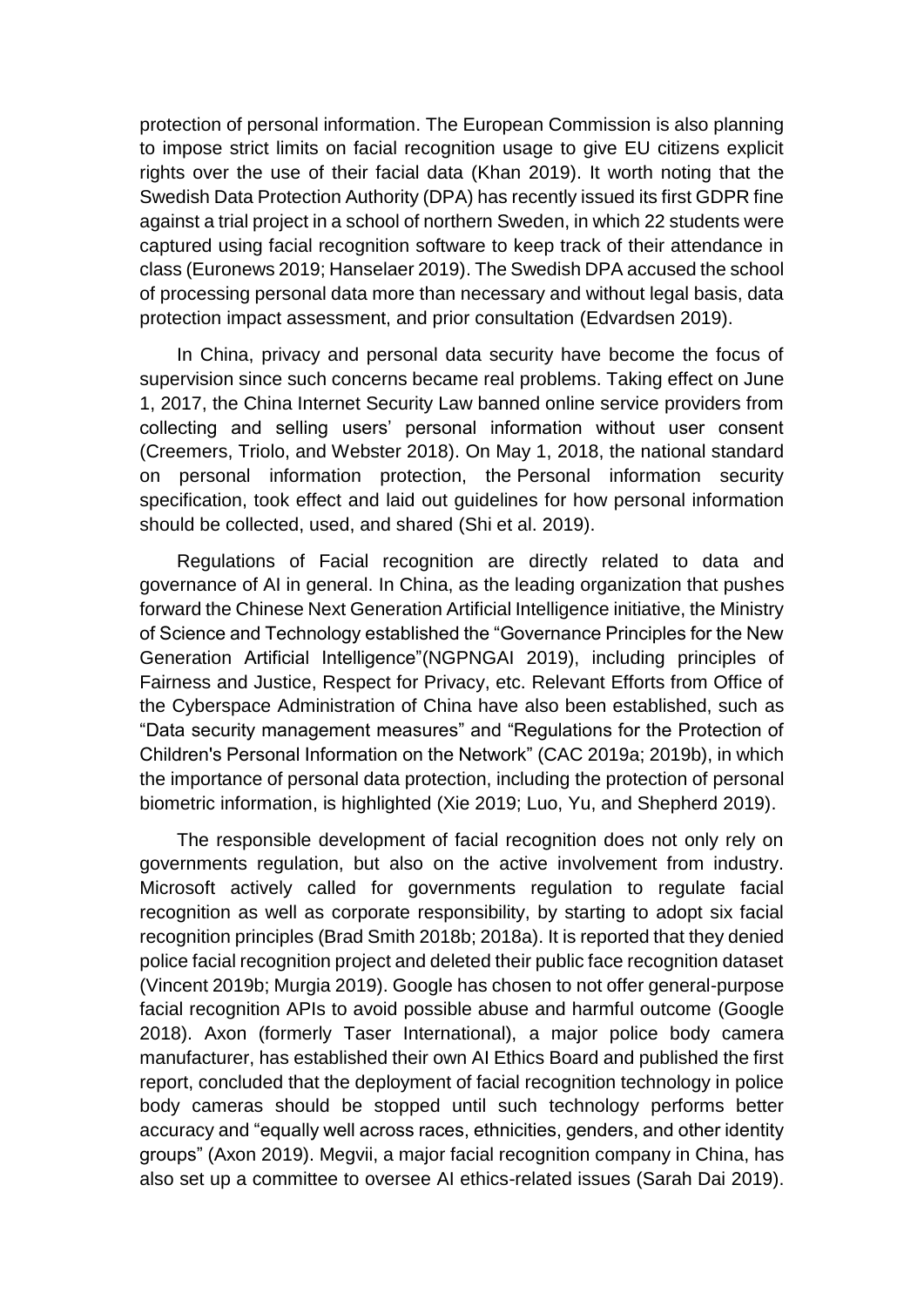protection of personal information. The European Commission is also planning to impose strict limits on facial recognition usage to give EU citizens explicit rights over the use of their facial data (Khan 2019). It worth noting that the Swedish Data Protection Authority (DPA) has recently issued its first GDPR fine against a trial project in a school of northern Sweden, in which 22 students were captured using facial recognition software to keep track of their attendance in class (Euronews 2019; Hanselaer 2019). The Swedish DPA accused the school of processing personal data more than necessary and without legal basis, data protection impact assessment, and prior consultation (Edvardsen 2019).

In China, privacy and personal data security have become the focus of supervision since such concerns became real problems. Taking effect on June 1, 2017, the China Internet Security Law banned online service providers from collecting and selling users' personal information without user consent (Creemers, Triolo, and Webster 2018). On May 1, 2018, the national standard on personal information protection, the Personal information security specification, took effect and laid out guidelines for how personal information should be collected, used, and shared (Shi et al. 2019).

Regulations of Facial recognition are directly related to data and governance of AI in general. In China, as the leading organization that pushes forward the Chinese Next Generation Artificial Intelligence initiative, the Ministry of Science and Technology established the "Governance Principles for the New Generation Artificial Intelligence"(NGPNGAI 2019), including principles of Fairness and Justice, Respect for Privacy, etc. Relevant Efforts from Office of the Cyberspace Administration of China have also been established, such as "Data security management measures" and "Regulations for the Protection of Children's Personal Information on the Network" (CAC 2019a; 2019b), in which the importance of personal data protection, including the protection of personal biometric information, is highlighted (Xie 2019; Luo, Yu, and Shepherd 2019).

The responsible development of facial recognition does not only rely on governments regulation, but also on the active involvement from industry. Microsoft actively called for governments regulation to regulate facial recognition as well as corporate responsibility, by starting to adopt six facial recognition principles (Brad Smith 2018b; 2018a). It is reported that they denied police facial recognition project and deleted their public face recognition dataset (Vincent 2019b; Murgia 2019). Google has chosen to not offer general-purpose facial recognition APIs to avoid possible abuse and harmful outcome (Google 2018). Axon (formerly Taser International), a major police body camera manufacturer, has established their own AI Ethics Board and published the first report, concluded that the deployment of facial recognition technology in police body cameras should be stopped until such technology performs better accuracy and "equally well across races, ethnicities, genders, and other identity groups" (Axon 2019). Megvii, a major facial recognition company in China, has also set up a committee to oversee AI ethics-related issues (Sarah Dai 2019).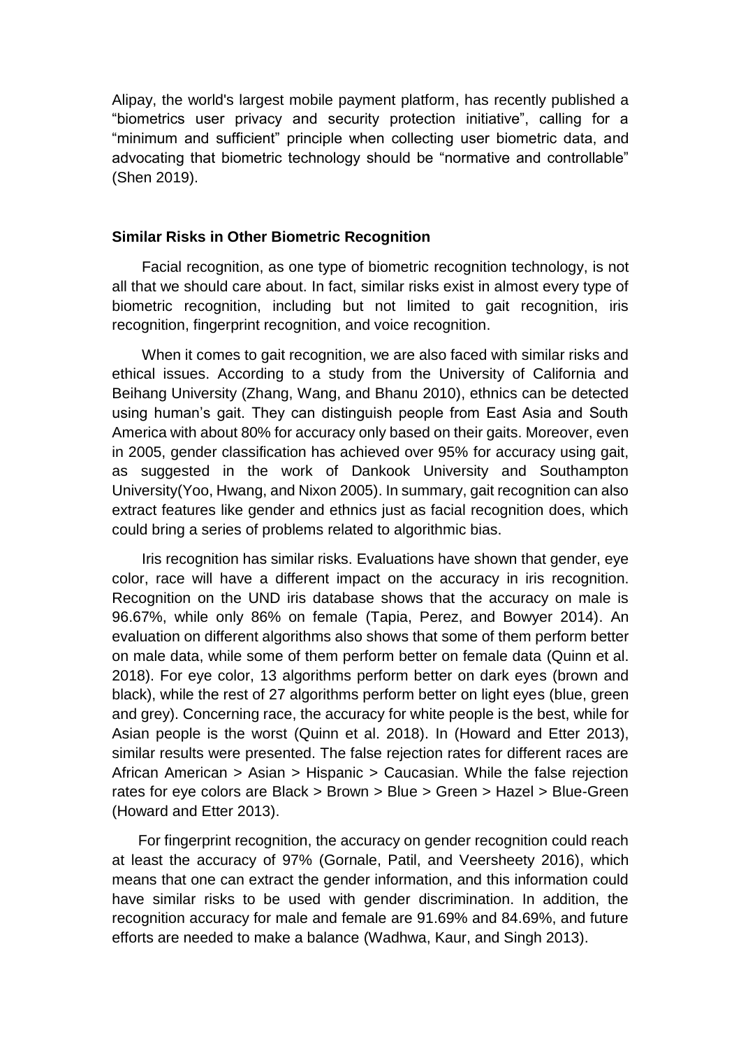Alipay, the world's largest mobile payment platform, has recently published a "biometrics user privacy and security protection initiative", calling for a "minimum and sufficient" principle when collecting user biometric data, and advocating that biometric technology should be "normative and controllable" (Shen 2019).

### Similar Risks in Other Biometric Recognition

Facial recognition, as one type of biometric recognition technology, is not all that we should care about. In fact, similar risks exist in almost every type of biometric recognition, including but not limited to gait recognition, iris recognition, fingerprint recognition, and voice recognition.

When it comes to gait recognition, we are also faced with similar risks and ethical issues. According to a study from the University of California and Beihang University (Zhang, Wang, and Bhanu 2010), ethnics can be detected using human's gait. They can distinguish people from East Asia and South America with about 80% for accuracy only based on their gaits. Moreover, even in 2005, gender classification has achieved over 95% for accuracy using gait, as suggested in the work of Dankook University and Southampton University(Yoo, Hwang, and Nixon 2005). In summary, gait recognition can also extract features like gender and ethnics just as facial recognition does, which could bring a series of problems related to algorithmic bias.

Iris recognition has similar risks. Evaluations have shown that gender, eye color, race will have a different impact on the accuracy in iris recognition. Recognition on the UND iris database shows that the accuracy on male is 96.67%, while only 86% on female (Tapia, Perez, and Bowyer 2014). An evaluation on different algorithms also shows that some of them perform better on male data, while some of them perform better on female data (Quinn et al. 2018). For eye color, 13 algorithms perform better on dark eyes (brown and black), while the rest of 27 algorithms perform better on light eyes (blue, green and grey). Concerning race, the accuracy for white people is the best, while for Asian people is the worst (Quinn et al. 2018). In (Howard and Etter 2013), similar results were presented. The false rejection rates for different races are African American > Asian > Hispanic > Caucasian. While the false rejection rates for eye colors are Black > Brown > Blue > Green > Hazel > Blue-Green (Howard and Etter 2013).

For fingerprint recognition, the accuracy on gender recognition could reach at least the accuracy of 97% (Gornale, Patil, and Veersheety 2016), which means that one can extract the gender information, and this information could have similar risks to be used with gender discrimination. In addition, the recognition accuracy for male and female are 91.69% and 84.69%, and future efforts are needed to make a balance (Wadhwa, Kaur, and Singh 2013).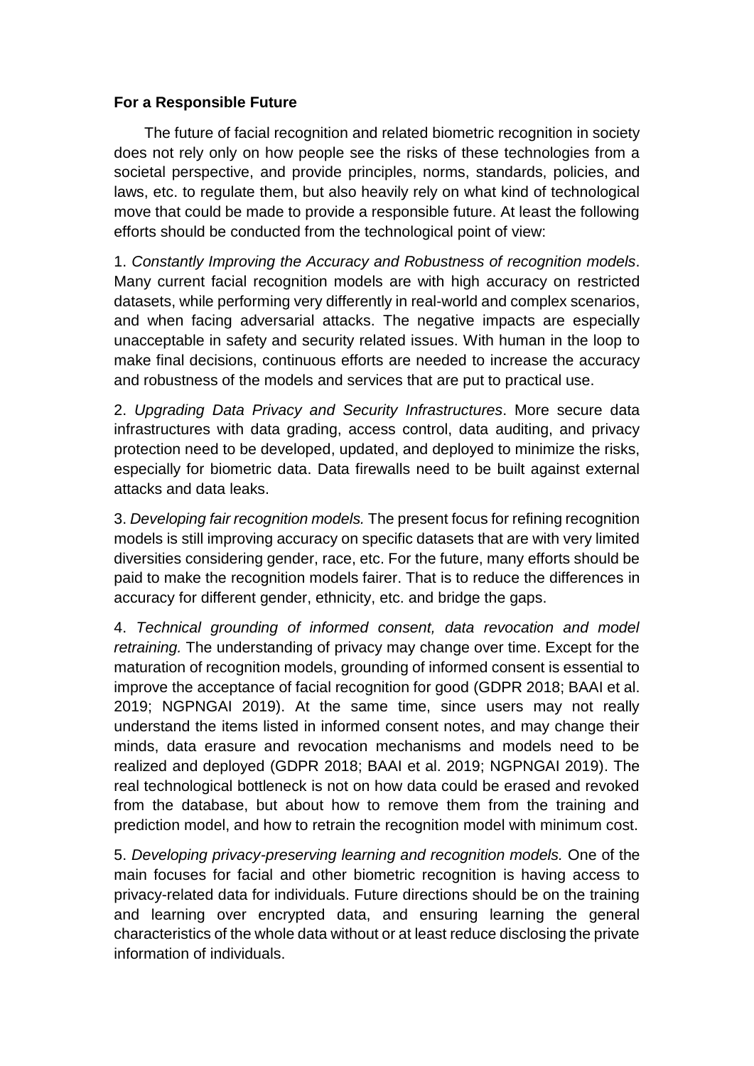**For a Responsible Future**

The future of facial recognition and related biometric recognition in society does not rely only on how people see the risks of these technologies from a societal perspective, and provide principles, norms, standards, policies, and laws, etc. to regulate them, but also heavily rely on what kind of technological move that could be made to provide a responsible future. At least the following efforts should be conducted from the technological point of view:

1. *Constantly Improving the Accuracy and Robustness of recognition models*. Many current facial recognition models are with high accuracy on restricted datasets, while performing very differently in real-world and complex scenarios, and when facing adversarial attacks. The negative impacts are especially unacceptable in safety and security related issues. With human in the loop to make final decisions, continuous efforts are needed to increase the accuracy and robustness of the models and services that are put to practical use.

2. *Upgrading Data Privacy and Security Infrastructures*. More secure data infrastructures with data grading, access control, data auditing, and privacy protection need to be developed, updated, and deployed to minimize the risks, especially for biometric data. Data firewalls need to be built against external attacks and data leaks.

3. *Developing fair recognition models.* The present focus for refining recognition models is still improving accuracy on specific datasets that are with very limited diversities considering gender, race, etc. For the future, many efforts should be paid to make the recognition models fairer. That is to reduce the differences in accuracy for different gender, ethnicity, etc. and bridge the gaps.

4. *Technical grounding of informed consent, data revocation and model retraining.* The understanding of privacy may change over time. Except for the maturation of recognition models, grounding of informed consent is essential to improve the acceptance of facial recognition for good (GDPR 2018; BAAI et al. 2019; NGPNGAI 2019). At the same time, since users may not really understand the items listed in informed consent notes, and may change their minds, data erasure and revocation mechanisms and models need to be realized and deployed (GDPR 2018; BAAI et al. 2019; NGPNGAI 2019). The real technological bottleneck is not on how data could be erased and revoked from the database, but about how to remove them from the training and prediction model, and how to retrain the recognition model with minimum cost.

5. *Developing privacy-preserving learning and recognition models.* One of the main focuses for facial and other biometric recognition is having access to privacy-related data for individuals. Future directions should be on the training and learning over encrypted data, and ensuring learning the general characteristics of the whole data without or at least reduce disclosing the private information of individuals.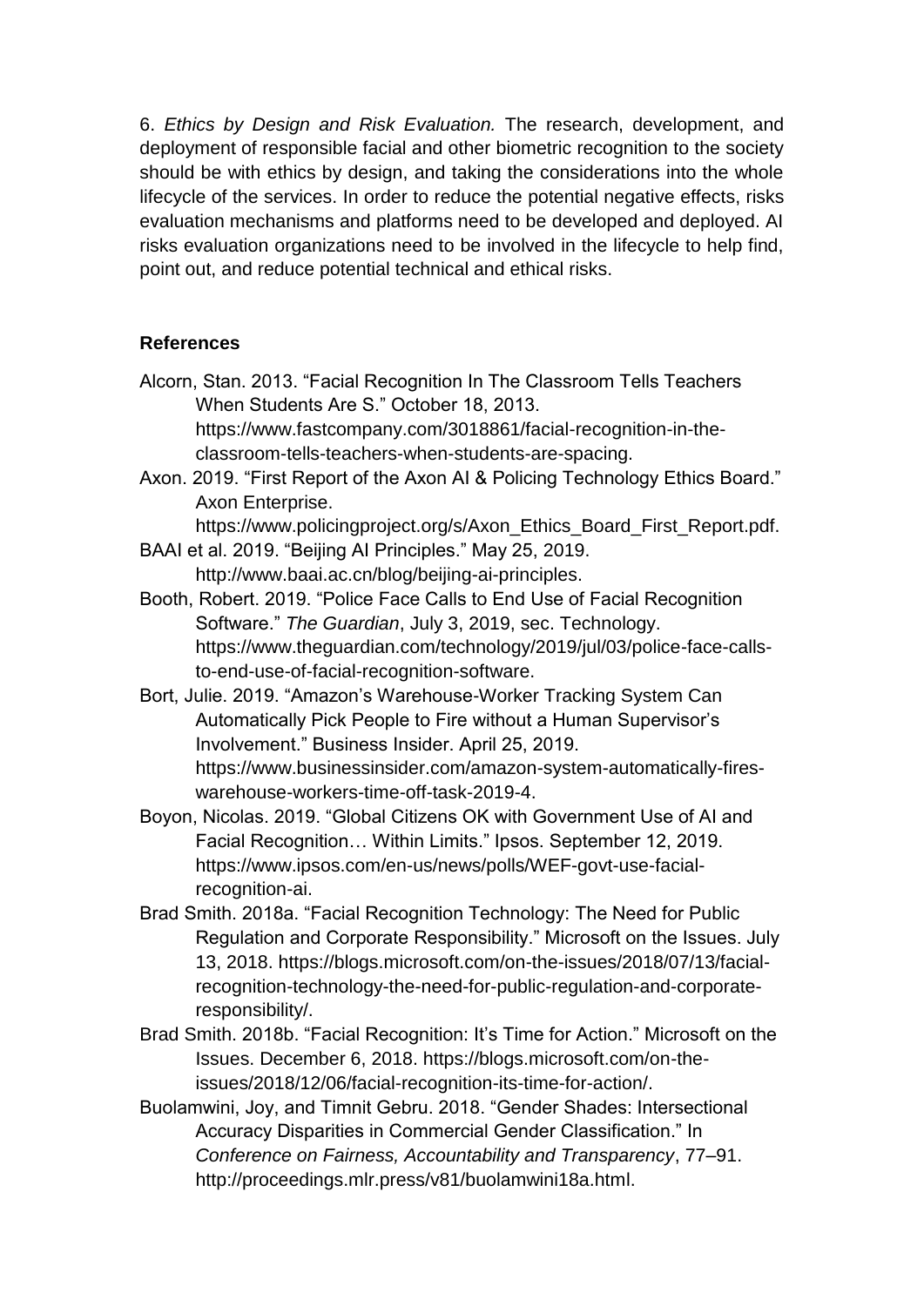6. *Ethics by Design and Risk Evaluation.* The research, development, and deployment of responsible facial and other biometric recognition to the society should be with ethics by design, and taking the considerations into the whole lifecycle of the services. In order to reduce the potential negative effects, risks evaluation mechanisms and platforms need to be developed and deployed. AI risks evaluation organizations need to be involved in the lifecycle to help find, point out, and reduce potential technical and ethical risks.

## References

Alcorn, Stan. 2013. "Facial Recognition In The Classroom Tells Teachers When Students Are S." October 18, 2013. https://www.fastcompany.com/3018861/facial-recognition-in-the-classroom-tells-teachers-when-students-are-spacing.

Axon. 2019. "First Report of the Axon AI & Policing Technology Ethics Board." Axon Enterprise. https://www.policingproject.org/s/Axon_Ethics_Board_First_Report.pdf.

BAAI et al. 2019. "Beijing AI Principles." May 25, 2019. http://www.baai.ac.cn/blog/beijing-ai-principles.

Booth, Robert. 2019. "Police Face Calls to End Use of Facial Recognition Software." *The Guardian*, July 3, 2019, sec. Technology. https://www.theguardian.com/technology/2019/jul/03/police-face-calls-to-end-use-of-facial-recognition-software.

Bort, Julie. 2019. "Amazon's Warehouse-Worker Tracking System Can Automatically Pick People to Fire without a Human Supervisor's Involvement." Business Insider. April 25, 2019. https://www.businessinsider.com/amazon-system-automatically-fires-warehouse-workers-time-off-task-2019-4.

Boyon, Nicolas. 2019. "Global Citizens OK with Government Use of AI and Facial Recognition… Within Limits." Ipsos. September 12, 2019. https://www.ipsos.com/en-us/news/polls/WEF-govt-use-facial-recognition-ai.

Brad Smith. 2018a. "Facial Recognition Technology: The Need for Public Regulation and Corporate Responsibility." Microsoft on the Issues. July 13, 2018. https://blogs.microsoft.com/on-the-issues/2018/07/13/facial-recognition-technology-the-need-for-public-regulation-and-corporate-responsibility/.

Brad Smith. 2018b. "Facial Recognition: It's Time for Action." Microsoft on the Issues. December 6, 2018. https://blogs.microsoft.com/on-the-issues/2018/12/06/facial-recognition-its-time-for-action/.

Buolamwini, Joy, and Timnit Gebru. 2018. "Gender Shades: Intersectional Accuracy Disparities in Commercial Gender Classification." In *Conference on Fairness, Accountability and Transparency*, 77–91. http://proceedings.mlr.press/v81/buolamwini18a.html.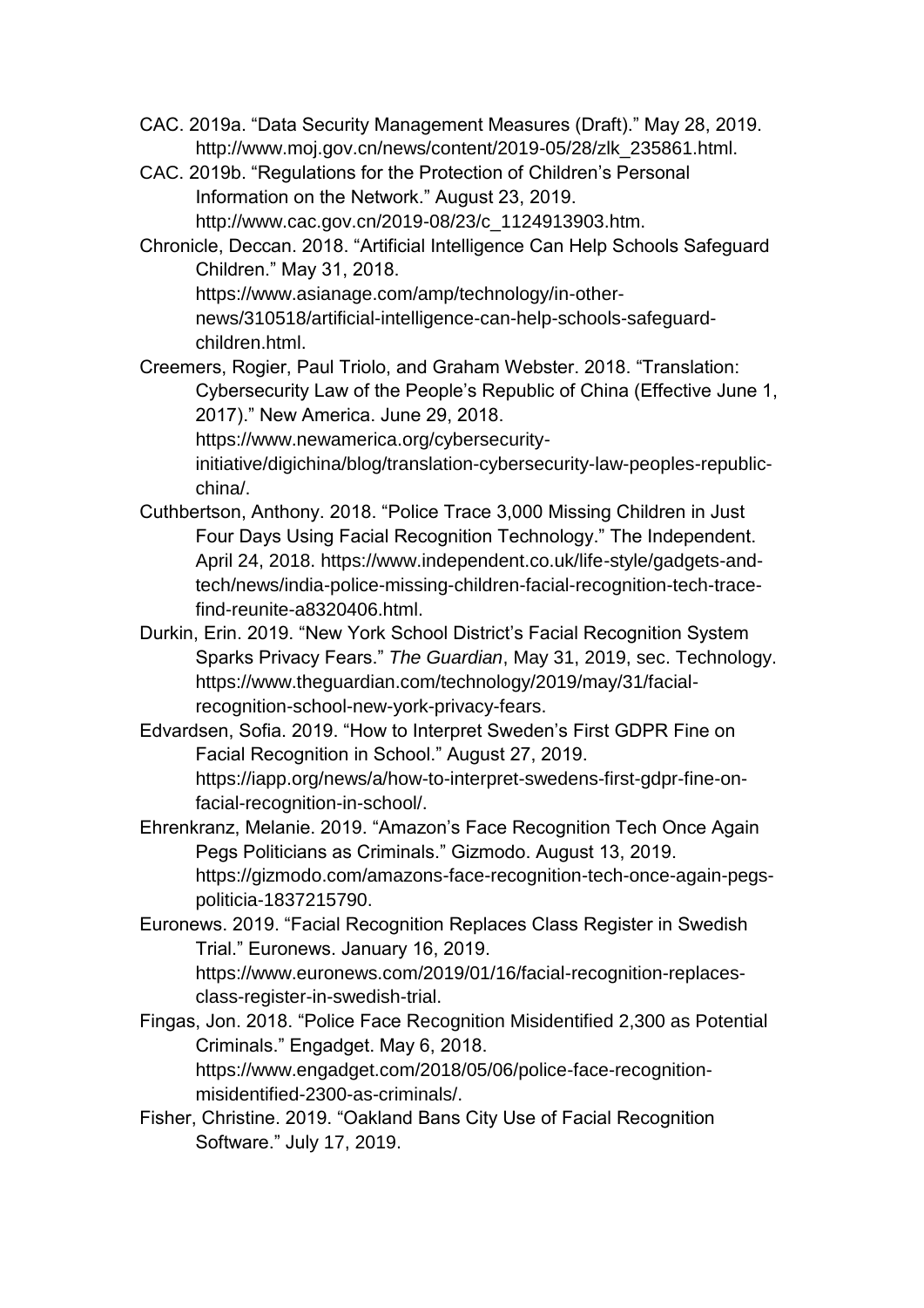CAC. 2019a. "Data Security Management Measures (Draft)." May 28, 2019. http://www.moj.gov.cn/news/content/2019-05/28/zlk_235861.html.

CAC. 2019b. "Regulations for the Protection of Children's Personal Information on the Network." August 23, 2019. http://www.cac.gov.cn/2019-08/23/c_1124913903.htm.

Chronicle, Deccan. 2018. "Artificial Intelligence Can Help Schools Safeguard Children." May 31, 2018. https://www.asianage.com/amp/technology/in-other-news/310518/artificial-intelligence-can-help-schools-safeguard-children.html.

Creemers, Rogier, Paul Triolo, and Graham Webster. 2018. "Translation: Cybersecurity Law of the People's Republic of China (Effective June 1, 2017)." New America. June 29, 2018. https://www.newamerica.org/cybersecurity-initiative/digichina/blog/translation-cybersecurity-law-peoples-republic-china/.

Cuthbertson, Anthony. 2018. "Police Trace 3,000 Missing Children in Just Four Days Using Facial Recognition Technology." The Independent. April 24, 2018. https://www.independent.co.uk/life-style/gadgets-and-tech/news/india-police-missing-children-facial-recognition-tech-trace-find-reunite-a8320406.html.

Durkin, Erin. 2019. "New York School District's Facial Recognition System Sparks Privacy Fears." *The Guardian*, May 31, 2019, sec. Technology. https://www.theguardian.com/technology/2019/may/31/facial-recognition-school-new-york-privacy-fears.

Edvardsen, Sofia. 2019. "How to Interpret Sweden's First GDPR Fine on Facial Recognition in School." August 27, 2019. https://iapp.org/news/a/how-to-interpret-swedens-first-gdpr-fine-on-facial-recognition-in-school/.

Ehrenkranz, Melanie. 2019. "Amazon's Face Recognition Tech Once Again Pegs Politicians as Criminals." Gizmodo. August 13, 2019. https://gizmodo.com/amazons-face-recognition-tech-once-again-pegs-politicia-1837215790.

Euronews. 2019. "Facial Recognition Replaces Class Register in Swedish Trial." Euronews. January 16, 2019. https://www.euronews.com/2019/01/16/facial-recognition-replaces-class-register-in-swedish-trial.

Fingas, Jon. 2018. "Police Face Recognition Misidentified 2,300 as Potential Criminals." Engadget. May 6, 2018. https://www.engadget.com/2018/05/06/police-face-recognition-misidentified-2300-as-criminals/.

Fisher, Christine. 2019. "Oakland Bans City Use of Facial Recognition Software." July 17, 2019.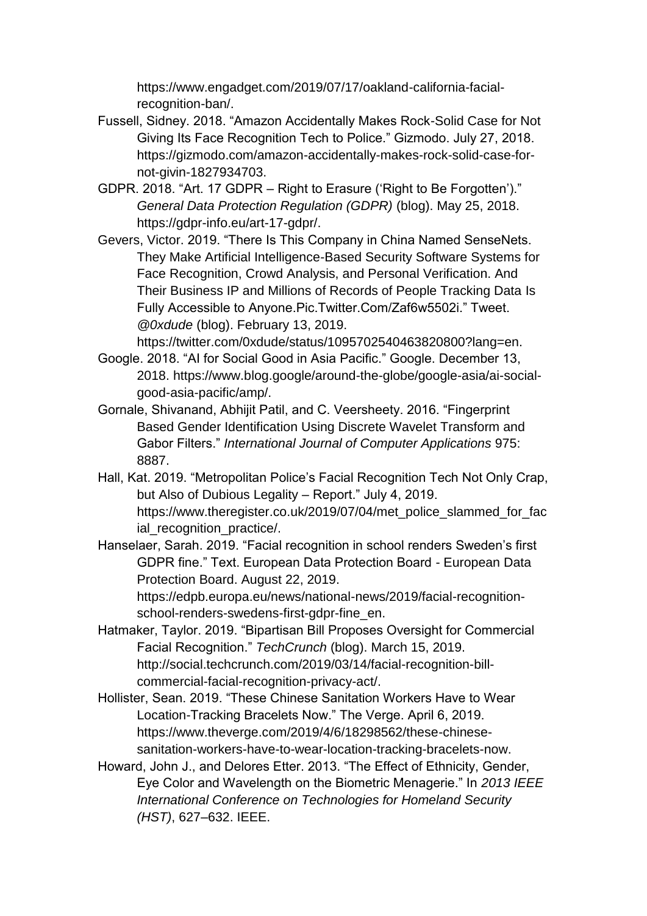https://www.engadget.com/2019/07/17/oakland-california-facial-recognition-ban/.

Fussell, Sidney. 2018. "Amazon Accidentally Makes Rock-Solid Case for Not Giving Its Face Recognition Tech to Police." Gizmodo. July 27, 2018. https://gizmodo.com/amazon-accidentally-makes-rock-solid-case-for-not-givin-1827934703.

GDPR. 2018. "Art. 17 GDPR – Right to Erasure ('Right to Be Forgotten')." *General Data Protection Regulation (GDPR)* (blog). May 25, 2018. https://gdpr-info.eu/art-17-gdpr/.

Gevers, Victor. 2019. "There Is This Company in China Named SenseNets. They Make Artificial Intelligence-Based Security Software Systems for Face Recognition, Crowd Analysis, and Personal Verification. And Their Business IP and Millions of Records of People Tracking Data Is Fully Accessible to Anyone.Pic.Twitter.Com/Zaf6w5502i." Tweet. *@0xdude* (blog). February 13, 2019. https://twitter.com/0xdude/status/1095702540463820800?lang=en.

Google. 2018. "AI for Social Good in Asia Pacific." Google. December 13, 2018. https://www.blog.google/around-the-globe/google-asia/ai-social-good-asia-pacific/amp/.

Gornale, Shivanand, Abhijit Patil, and C. Veersheety. 2016. "Fingerprint Based Gender Identification Using Discrete Wavelet Transform and Gabor Filters." *International Journal of Computer Applications* 975: 8887.

Hall, Kat. 2019. "Metropolitan Police's Facial Recognition Tech Not Only Crap, but Also of Dubious Legality – Report." July 4, 2019. https://www.theregister.co.uk/2019/07/04/met_police_slammed_for_facial_recognition_practice/.

Hanselaer, Sarah. 2019. "Facial recognition in school renders Sweden's first GDPR fine." Text. European Data Protection Board - European Data Protection Board. August 22, 2019. https://edpb.europa.eu/news/national-news/2019/facial-recognition-school-renders-swedens-first-gdpr-fine_en.

Hatmaker, Taylor. 2019. "Bipartisan Bill Proposes Oversight for Commercial Facial Recognition." *TechCrunch* (blog). March 15, 2019. http://social.techcrunch.com/2019/03/14/facial-recognition-bill-commercial-facial-recognition-privacy-act/.

Hollister, Sean. 2019. "These Chinese Sanitation Workers Have to Wear Location-Tracking Bracelets Now." The Verge. April 6, 2019. https://www.theverge.com/2019/4/6/18298562/these-chinese-sanitation-workers-have-to-wear-location-tracking-bracelets-now.

Howard, John J., and Delores Etter. 2013. "The Effect of Ethnicity, Gender, Eye Color and Wavelength on the Biometric Menagerie." In *2013 IEEE International Conference on Technologies for Homeland Security (HST)*, 627–632. IEEE.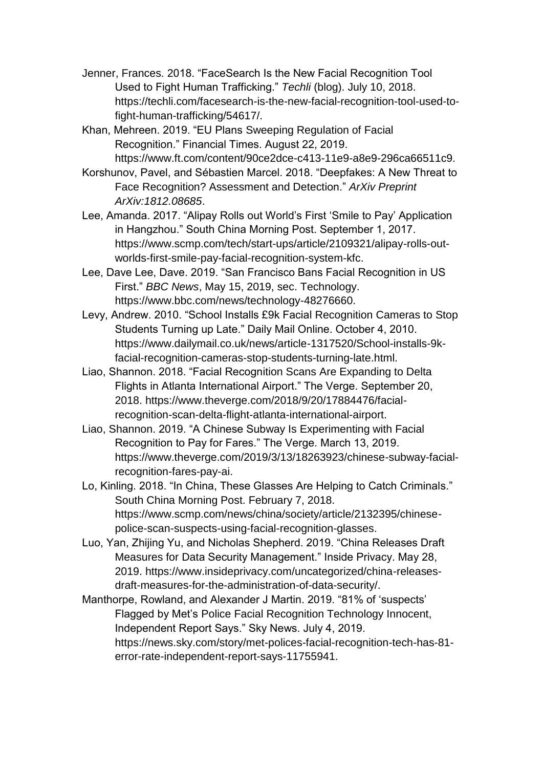Jenner, Frances. 2018. “FaceSearch Is the New Facial Recognition Tool Used to Fight Human Trafficking.” *Techli* (blog). July 10, 2018. https://techli.com/facesearch-is-the-new-facial-recognition-tool-used-to-fight-human-trafficking/54617/.

Khan, Mehreen. 2019. “EU Plans Sweeping Regulation of Facial Recognition.” Financial Times. August 22, 2019. https://www.ft.com/content/90ce2dce-c413-11e9-a8e9-296ca66511c9.

Korshunov, Pavel, and Sébastien Marcel. 2018. “Deepfakes: A New Threat to Face Recognition? Assessment and Detection.” *ArXiv Preprint ArXiv:1812.08685*.

Lee, Amanda. 2017. “Alipay Rolls out World’s First ‘Smile to Pay’ Application in Hangzhou.” South China Morning Post. September 1, 2017. https://www.scmp.com/tech/start-ups/article/2109321/alipay-rolls-out-worlds-first-smile-pay-facial-recognition-system-kfc.

Lee, Dave Lee, Dave. 2019. “San Francisco Bans Facial Recognition in US First.” *BBC News*, May 15, 2019, sec. Technology. https://www.bbc.com/news/technology-48276660.

Levy, Andrew. 2010. “School Installs £9k Facial Recognition Cameras to Stop Students Turning up Late.” Daily Mail Online. October 4, 2010. https://www.dailymail.co.uk/news/article-1317520/School-installs-9k-facial-recognition-cameras-stop-students-turning-late.html.

Liao, Shannon. 2018. “Facial Recognition Scans Are Expanding to Delta Flights in Atlanta International Airport.” The Verge. September 20, 2018. https://www.theverge.com/2018/9/20/17884476/facial-recognition-scan-delta-flight-atlanta-international-airport.

Liao, Shannon. 2019. “A Chinese Subway Is Experimenting with Facial Recognition to Pay for Fares.” The Verge. March 13, 2019. https://www.theverge.com/2019/3/13/18263923/chinese-subway-facial-recognition-fares-pay-ai.

Lo, Kinling. 2018. “In China, These Glasses Are Helping to Catch Criminals.” South China Morning Post. February 7, 2018. https://www.scmp.com/news/china/society/article/2132395/chinese-police-scan-suspects-using-facial-recognition-glasses.

Luo, Yan, Zhijing Yu, and Nicholas Shepherd. 2019. “China Releases Draft Measures for Data Security Management.” Inside Privacy. May 28, 2019. https://www.insideprivacy.com/uncategorized/china-releases-draft-measures-for-the-administration-of-data-security/.

Manthorpe, Rowland, and Alexander J Martin. 2019. “81% of ‘suspects’ Flagged by Met’s Police Facial Recognition Technology Innocent, Independent Report Says.” Sky News. July 4, 2019. https://news.sky.com/story/met-polices-facial-recognition-tech-has-81-error-rate-independent-report-says-11755941.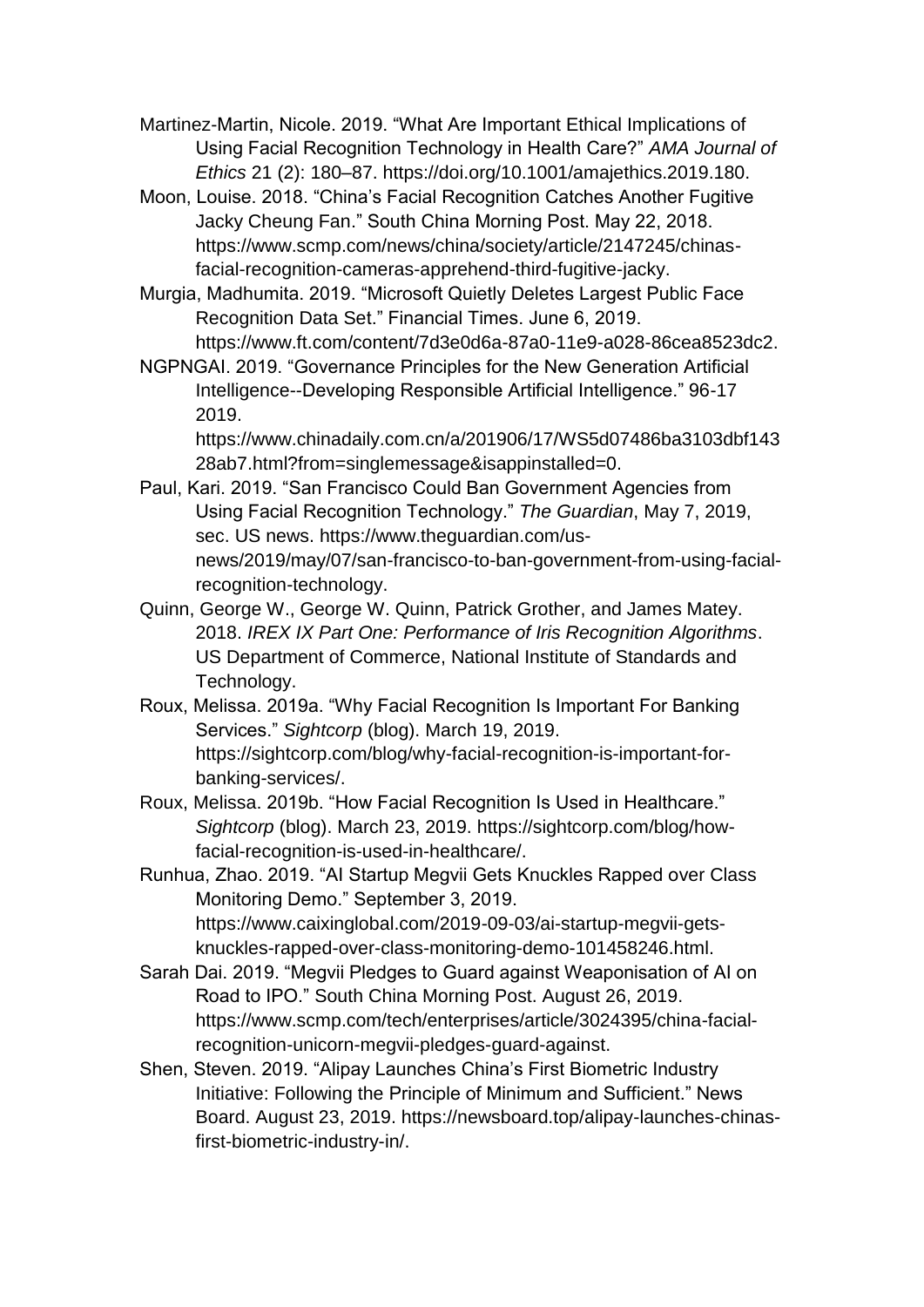Martinez-Martin, Nicole. 2019. “What Are Important Ethical Implications of Using Facial Recognition Technology in Health Care?” *AMA Journal of Ethics* 21 (2): 180–87. https://doi.org/10.1001/amajethics.2019.180.

Moon, Louise. 2018. “China’s Facial Recognition Catches Another Fugitive Jacky Cheung Fan.” South China Morning Post. May 22, 2018. https://www.scmp.com/news/china/society/article/2147245/chinas-facial-recognition-cameras-apprehend-third-fugitive-jacky.

Murgia, Madhumita. 2019. “Microsoft Quietly Deletes Largest Public Face Recognition Data Set.” Financial Times. June 6, 2019. https://www.ft.com/content/7d3e0d6a-87a0-11e9-a028-86cea8523dc2.

NGPNGAI. 2019. “Governance Principles for the New Generation Artificial Intelligence--Developing Responsible Artificial Intelligence.” 96-17 2019. https://www.chinadaily.com.cn/a/201906/17/WS5d07486ba3103dbf14328ab7.html?from=singlemessage&isappinstalled=0.

Paul, Kari. 2019. “San Francisco Could Ban Government Agencies from Using Facial Recognition Technology.” *The Guardian*, May 7, 2019, sec. US news. https://www.theguardian.com/us-news/2019/may/07/san-francisco-to-ban-government-from-using-facial-recognition-technology.

Quinn, George W., George W. Quinn, Patrick Grother, and James Matey. 2018. *IREX IX Part One: Performance of Iris Recognition Algorithms*. US Department of Commerce, National Institute of Standards and Technology.

Roux, Melissa. 2019a. “Why Facial Recognition Is Important For Banking Services.” *Sightcorp* (blog). March 19, 2019. https://sightcorp.com/blog/why-facial-recognition-is-important-for-banking-services/.

Roux, Melissa. 2019b. “How Facial Recognition Is Used in Healthcare.” *Sightcorp* (blog). March 23, 2019. https://sightcorp.com/blog/how-facial-recognition-is-used-in-healthcare/.

Runhua, Zhao. 2019. “AI Startup Megvii Gets Knuckles Rapped over Class Monitoring Demo.” September 3, 2019. https://www.caixinglobal.com/2019-09-03/ai-startup-megvii-gets-knuckles-rapped-over-class-monitoring-demo-101458246.html.

Sarah Dai. 2019. “Megvii Pledges to Guard against Weaponisation of AI on Road to IPO.” South China Morning Post. August 26, 2019. https://www.scmp.com/tech/enterprises/article/3024395/china-facial-recognition-unicorn-megvii-pledges-guard-against.

Shen, Steven. 2019. “Alipay Launches China’s First Biometric Industry Initiative: Following the Principle of Minimum and Sufficient.” News Board. August 23, 2019. https://newsboard.top/alipay-launches-chinas-first-biometric-industry-in/.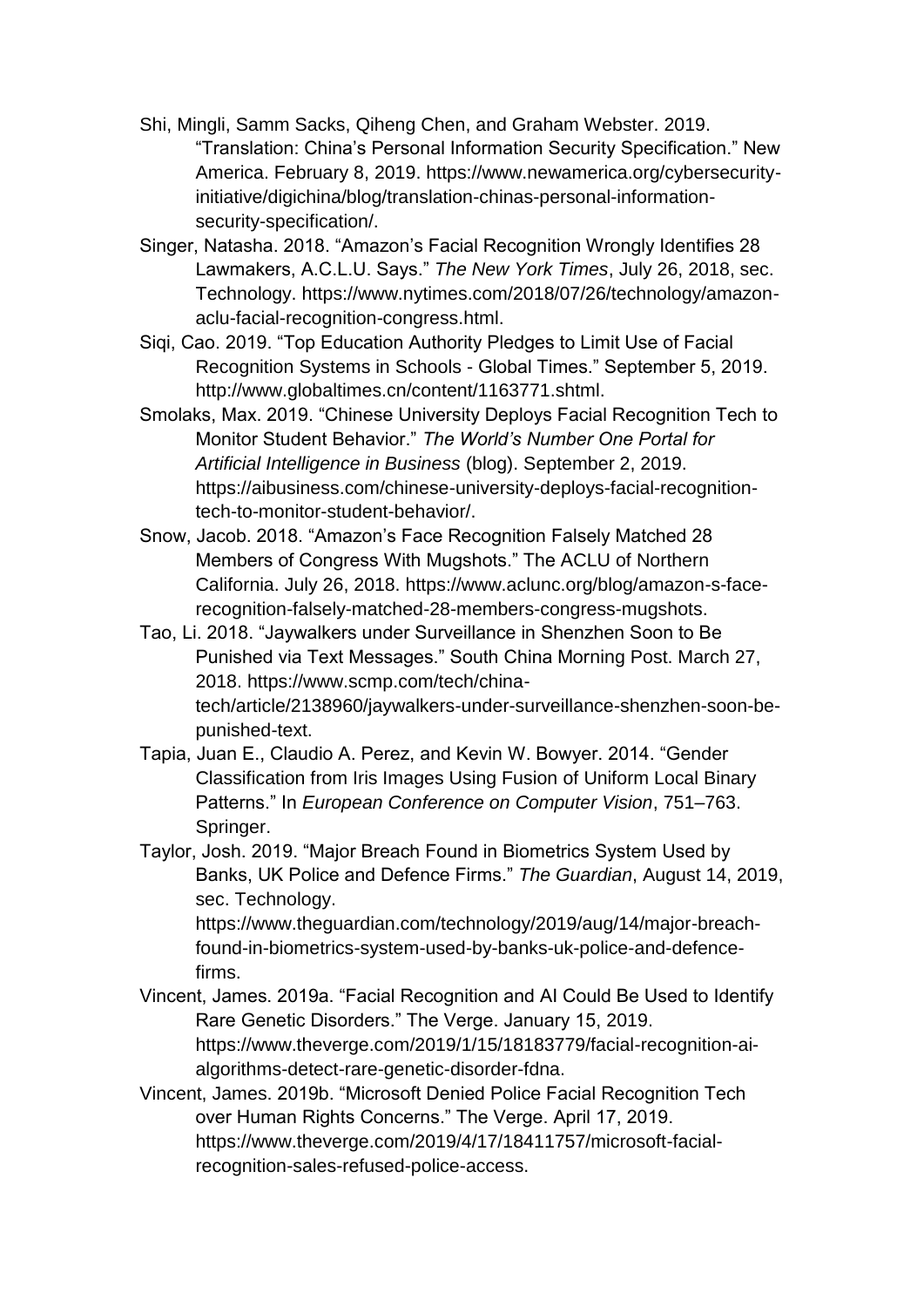Shi, Mingli, Samm Sacks, Qiheng Chen, and Graham Webster. 2019. "Translation: China's Personal Information Security Specification." New America. February 8, 2019. https://www.newamerica.org/cybersecurity-initiative/digichina/blog/translation-chinas-personal-information-security-specification/.

Singer, Natasha. 2018. "Amazon's Facial Recognition Wrongly Identifies 28 Lawmakers, A.C.L.U. Says." *The New York Times*, July 26, 2018, sec. Technology. https://www.nytimes.com/2018/07/26/technology/amazon-aclu-facial-recognition-congress.html.

Siqi, Cao. 2019. "Top Education Authority Pledges to Limit Use of Facial Recognition Systems in Schools - Global Times." September 5, 2019. http://www.globaltimes.cn/content/1163771.shtml.

Smolaks, Max. 2019. "Chinese University Deploys Facial Recognition Tech to Monitor Student Behavior." *The World's Number One Portal for Artificial Intelligence in Business* (blog). September 2, 2019. https://aibusiness.com/chinese-university-deploys-facial-recognition-tech-to-monitor-student-behavior/.

Snow, Jacob. 2018. "Amazon's Face Recognition Falsely Matched 28 Members of Congress With Mugshots." The ACLU of Northern California. July 26, 2018. https://www.aclunc.org/blog/amazon-s-face-recognition-falsely-matched-28-members-congress-mugshots.

Tao, Li. 2018. "Jaywalkers under Surveillance in Shenzhen Soon to Be Punished via Text Messages." South China Morning Post. March 27, 2018. https://www.scmp.com/tech/china-tech/article/2138960/jaywalkers-under-surveillance-shenzhen-soon-be-punished-text.

Tapia, Juan E., Claudio A. Perez, and Kevin W. Bowyer. 2014. "Gender Classification from Iris Images Using Fusion of Uniform Local Binary Patterns." In *European Conference on Computer Vision*, 751–763. Springer.

Taylor, Josh. 2019. "Major Breach Found in Biometrics System Used by Banks, UK Police and Defence Firms." *The Guardian*, August 14, 2019, sec. Technology. https://www.theguardian.com/technology/2019/aug/14/major-breach-found-in-biometrics-system-used-by-banks-uk-police-and-defence-firms.

Vincent, James. 2019a. "Facial Recognition and AI Could Be Used to Identify Rare Genetic Disorders." The Verge. January 15, 2019. https://www.theverge.com/2019/1/15/18183779/facial-recognition-ai-algorithms-detect-rare-genetic-disorder-fdna.

Vincent, James. 2019b. "Microsoft Denied Police Facial Recognition Tech over Human Rights Concerns." The Verge. April 17, 2019. https://www.theverge.com/2019/4/17/18411757/microsoft-facial-recognition-sales-refused-police-access.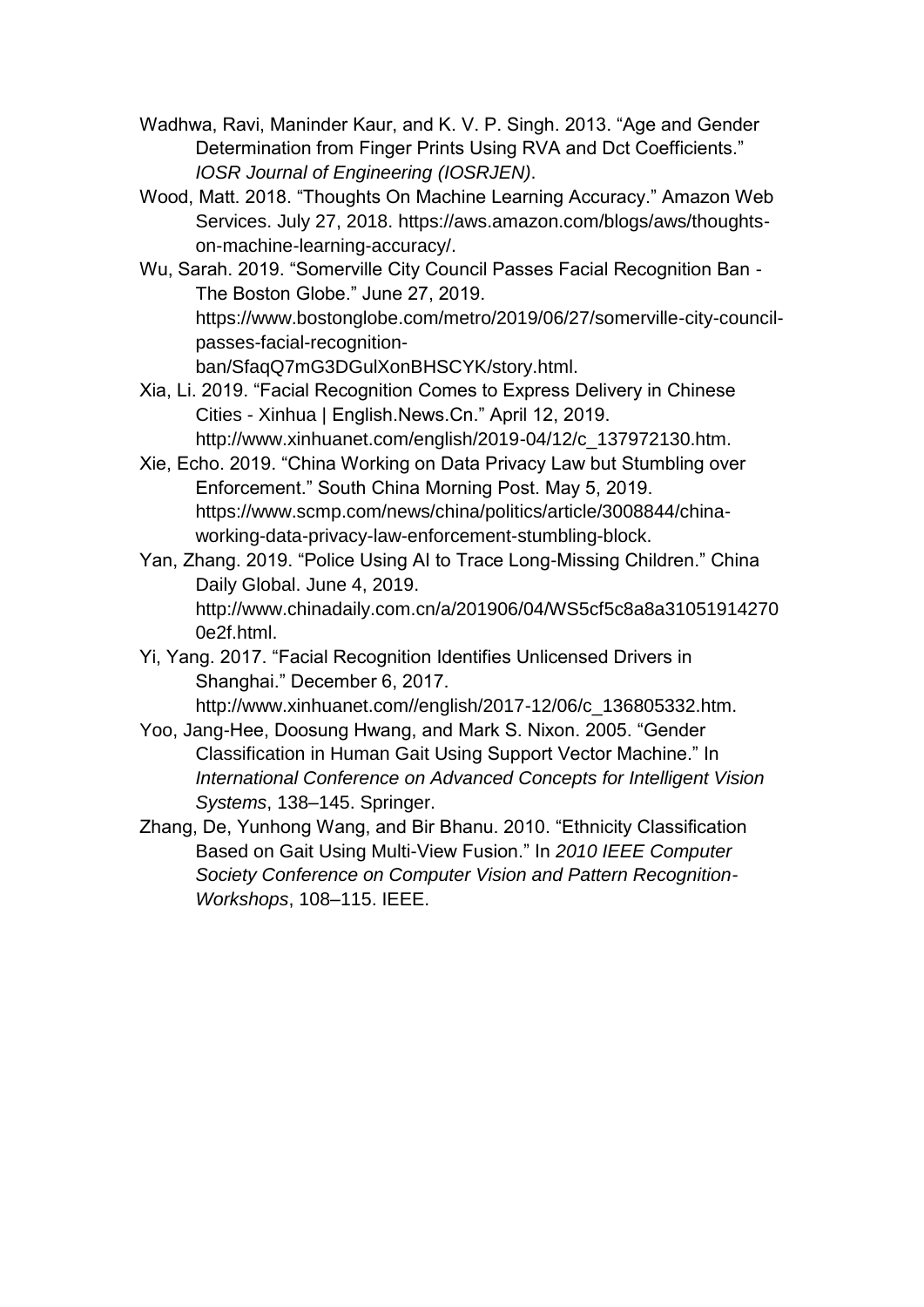Wadhwa, Ravi, Maninder Kaur, and K. V. P. Singh. 2013. "Age and Gender Determination from Finger Prints Using RVA and Dct Coefficients." *IOSR Journal of Engineering (IOSRJEN)*.

Wood, Matt. 2018. "Thoughts On Machine Learning Accuracy." Amazon Web Services. July 27, 2018. https://aws.amazon.com/blogs/aws/thoughts-on-machine-learning-accuracy/.

Wu, Sarah. 2019. "Somerville City Council Passes Facial Recognition Ban - The Boston Globe." June 27, 2019. https://www.bostonglobe.com/metro/2019/06/27/somerville-city-council-passes-facial-recognition-ban/SfaqQ7mG3DGulXonBHSCYK/story.html.

Xia, Li. 2019. "Facial Recognition Comes to Express Delivery in Chinese Cities - Xinhua | English.News.Cn." April 12, 2019. http://www.xinhuanet.com/english/2019-04/12/c_137972130.htm.

Xie, Echo. 2019. "China Working on Data Privacy Law but Stumbling over Enforcement." South China Morning Post. May 5, 2019. https://www.scmp.com/news/china/politics/article/3008844/china-working-data-privacy-law-enforcement-stumbling-block.

Yan, Zhang. 2019. "Police Using AI to Trace Long-Missing Children." China Daily Global. June 4, 2019. http://www.chinadaily.com.cn/a/201906/04/WS5cf5c8a8a310519142700e2f.html.

Yi, Yang. 2017. "Facial Recognition Identifies Unlicensed Drivers in Shanghai." December 6, 2017. http://www.xinhuanet.com//english/2017-12/06/c_136805332.htm.

Yoo, Jang-Hee, Doosung Hwang, and Mark S. Nixon. 2005. "Gender Classification in Human Gait Using Support Vector Machine." In *International Conference on Advanced Concepts for Intelligent Vision Systems*, 138–145. Springer.

Zhang, De, Yunhong Wang, and Bir Bhanu. 2010. "Ethnicity Classification Based on Gait Using Multi-View Fusion." In *2010 IEEE Computer Society Conference on Computer Vision and Pattern Recognition-Workshops*, 108–115. IEEE.